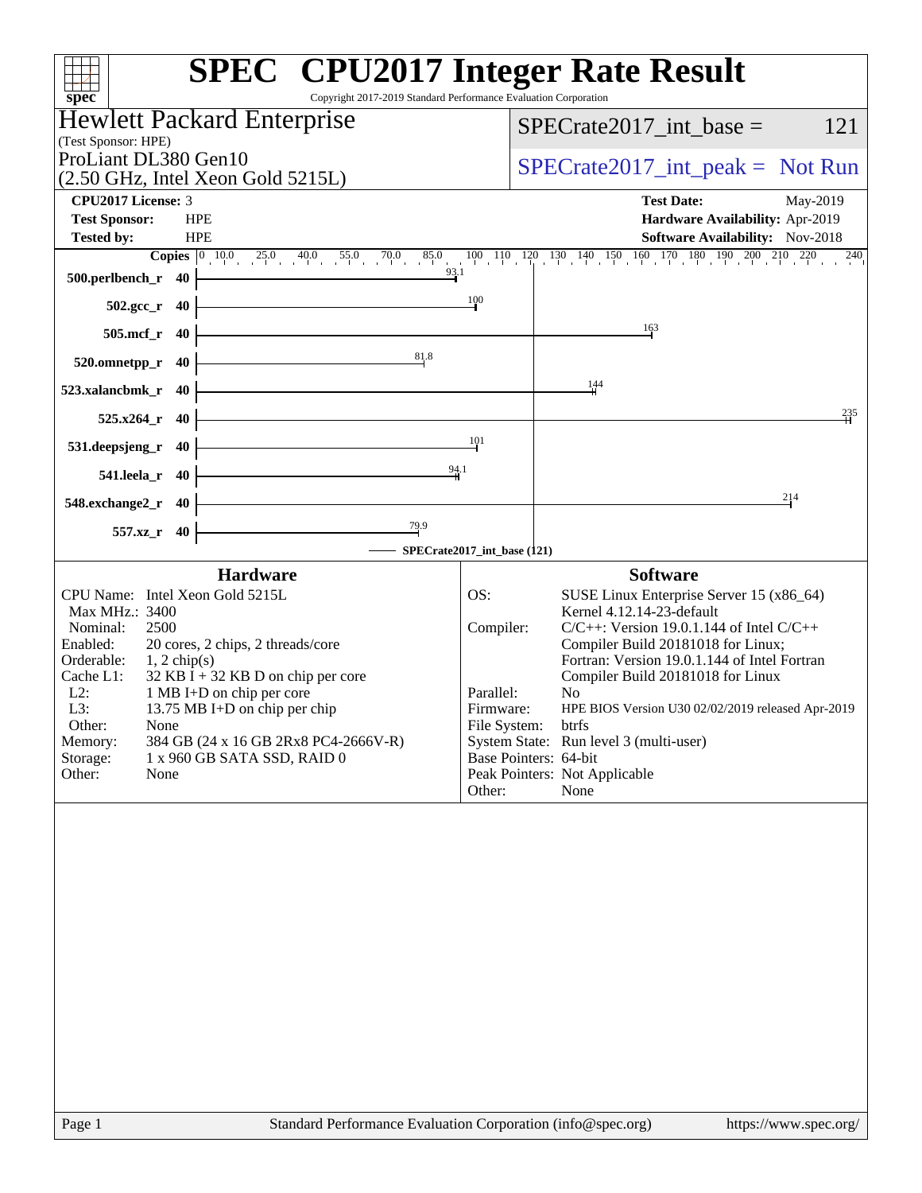# SPEC CPU2017 Integer Rate Result

Copyright 2017-2019 Standard Performance Evaluation Corporation

**Hewlett Packard Enterprise**
(Test Sponsor: HPE)
ProLiant DL380 Gen10
(2.50 GHz, Intel Xeon Gold 5215L)

SPECrate2017_int_base = 121

SPECrate2017_int_peak = Not Run

| | | | |
|---|---|---|---|
| **CPU2017 License:** | 3 | **Test Date:** | May-2019 |
| **Test Sponsor:** | HPE | **Hardware Availability:** | Apr-2019 |
| **Tested by:** | HPE | **Software Availability:** | Nov-2018 |

| Benchmark | Copies | SPECrate2017_int_base |
|---|---|---|
| 500.perlbench_r | 40 | 93.1 |
| 502.gcc_r | 40 | 100 |
| 505.mcf_r | 40 | 163 |
| 520.omnetpp_r | 40 | 81.8 |
| 523.xalancbmk_r | 40 | 144 |
| 525.x264_r | 40 | 235 |
| 531.deepsjeng_r | 40 | 101 |
| 541.leela_r | 40 | 94.1 |
| 548.exchange2_r | 40 | 214 |
| 557.xz_r | 40 | 79.9 |

SPECrate2017_int_base (121)

## Hardware

| | |
|---|---|
| CPU Name: | Intel Xeon Gold 5215L |
| Max MHz.: | 3400 |
| Nominal: | 2500 |
| Enabled: | 20 cores, 2 chips, 2 threads/core |
| Orderable: | 1, 2 chip(s) |
| Cache L1: | 32 KB I + 32 KB D on chip per core |
| L2: | 1 MB I+D on chip per core |
| L3: | 13.75 MB I+D on chip per chip |
| Other: | None |
| Memory: | 384 GB (24 x 16 GB 2Rx8 PC4-2666V-R) |
| Storage: | 1 x 960 GB SATA SSD, RAID 0 |
| Other: | None |

## Software

| | |
|---|---|
| OS: | SUSE Linux Enterprise Server 15 (x86_64) Kernel 4.12.14-23-default |
| Compiler: | C/C++: Version 19.0.1.144 of Intel C/C++ Compiler Build 20181018 for Linux; Fortran: Version 19.0.1.144 of Intel Fortran Compiler Build 20181018 for Linux |
| Parallel: | No |
| Firmware: | HPE BIOS Version U30 02/02/2019 released Apr-2019 |
| File System: | btrfs |
| System State: | Run level 3 (multi-user) |
| Base Pointers: | 64-bit |
| Peak Pointers: | Not Applicable |
| Other: | None |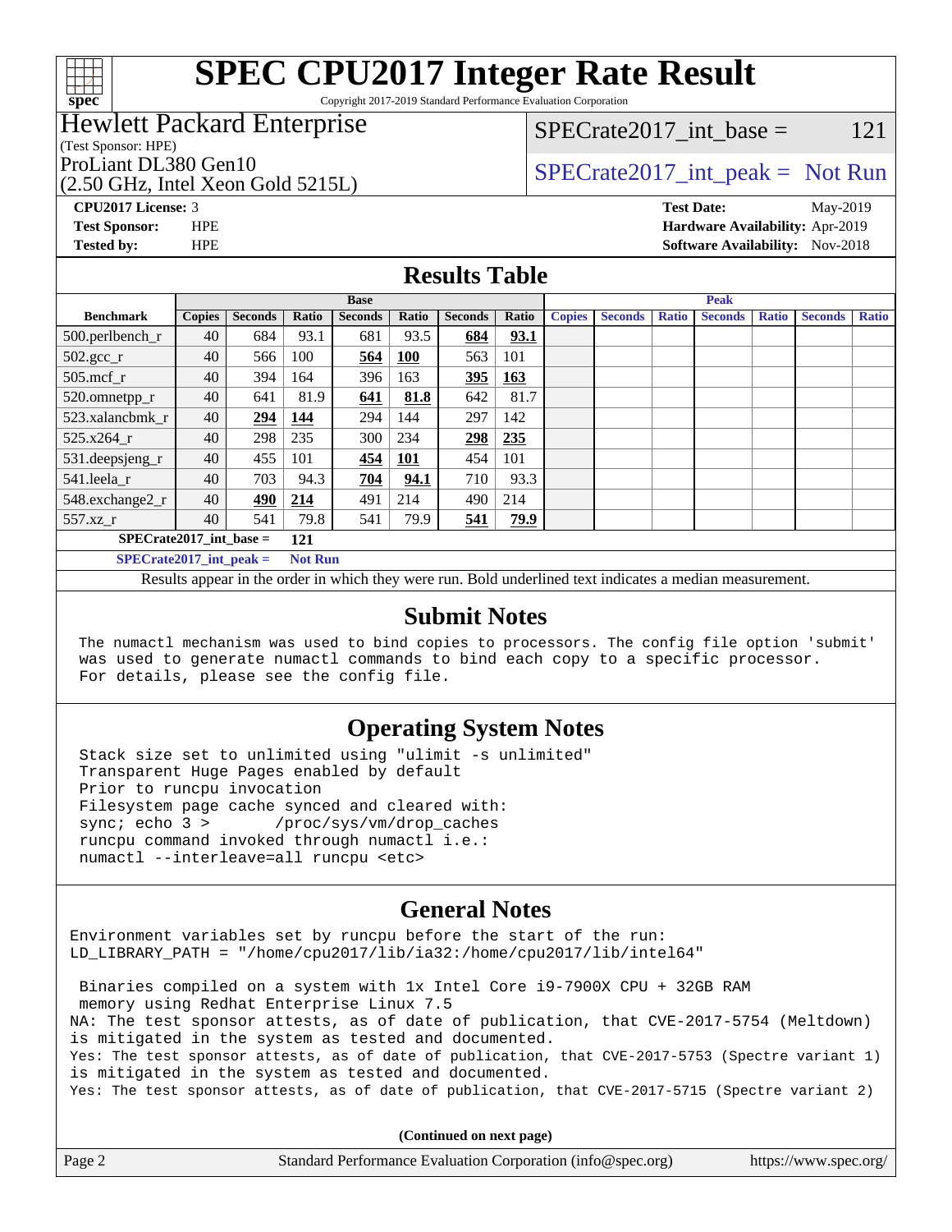# SPEC CPU2017 Integer Rate Result

Copyright 2017-2019 Standard Performance Evaluation Corporation

## Hewlett Packard Enterprise

(Test Sponsor: HPE)

ProLiant DL380 Gen10
(2.50 GHz, Intel Xeon Gold 5215L)

SPECrate2017_int_base = 121

SPECrate2017_int_peak = Not Run

**CPU2017 License:** 3
**Test Sponsor:** HPE
**Tested by:** HPE

**Test Date:** May-2019
**Hardware Availability:** Apr-2019
**Software Availability:** Nov-2018

## Results Table

| | Base | | | | | | | Peak | | | | | | |
|---|---|---|---|---|---|---|---|---|---|---|---|---|---|---|
| **Benchmark** | **Copies** | **Seconds** | **Ratio** | **Seconds** | **Ratio** | **Seconds** | **Ratio** | **Copies** | **Seconds** | **Ratio** | **Seconds** | **Ratio** | **Seconds** | **Ratio** |
| 500.perlbench_r | 40 | 684 | 93.1 | 681 | 93.5 | **684** | **93.1** | | | | | | | |
| 502.gcc_r | 40 | 566 | 100 | **564** | **100** | 563 | 101 | | | | | | | |
| 505.mcf_r | 40 | 394 | 164 | 396 | 163 | **395** | **163** | | | | | | | |
| 520.omnetpp_r | 40 | 641 | 81.9 | **641** | **81.8** | 642 | 81.7 | | | | | | | |
| 523.xalancbmk_r | 40 | **294** | **144** | 294 | 144 | 297 | 142 | | | | | | | |
| 525.x264_r | 40 | 298 | 235 | 300 | 234 | **298** | **235** | | | | | | | |
| 531.deepsjeng_r | 40 | 455 | 101 | **454** | **101** | 454 | 101 | | | | | | | |
| 541.leela_r | 40 | 703 | 94.3 | **704** | **94.1** | 710 | 93.3 | | | | | | | |
| 548.exchange2_r | 40 | **490** | **214** | 491 | 214 | 490 | 214 | | | | | | | |
| 557.xz_r | 40 | 541 | 79.8 | 541 | 79.9 | **541** | **79.9** | | | | | | | |

**SPECrate2017_int_base =** **121**

**SPECrate2017_int_peak =** **Not Run**

Results appear in the order in which they were run. Bold underlined text indicates a median measurement.

## Submit Notes

```
The numactl mechanism was used to bind copies to processors. The config file option 'submit'
was used to generate numactl commands to bind each copy to a specific processor.
For details, please see the config file.
```

## Operating System Notes

```
Stack size set to unlimited using "ulimit -s unlimited"
Transparent Huge Pages enabled by default
Prior to runcpu invocation
Filesystem page cache synced and cleared with:
sync; echo 3 >       /proc/sys/vm/drop_caches
runcpu command invoked through numactl i.e.:
numactl --interleave=all runcpu <etc>
```

## General Notes

```
Environment variables set by runcpu before the start of the run:
LD_LIBRARY_PATH = "/home/cpu2017/lib/ia32:/home/cpu2017/lib/intel64"

 Binaries compiled on a system with 1x Intel Core i9-7900X CPU + 32GB RAM
 memory using Redhat Enterprise Linux 7.5
NA: The test sponsor attests, as of date of publication, that CVE-2017-5754 (Meltdown)
is mitigated in the system as tested and documented.
Yes: The test sponsor attests, as of date of publication, that CVE-2017-5753 (Spectre variant 1)
is mitigated in the system as tested and documented.
Yes: The test sponsor attests, as of date of publication, that CVE-2017-5715 (Spectre variant 2)
```

**(Continued on next page)**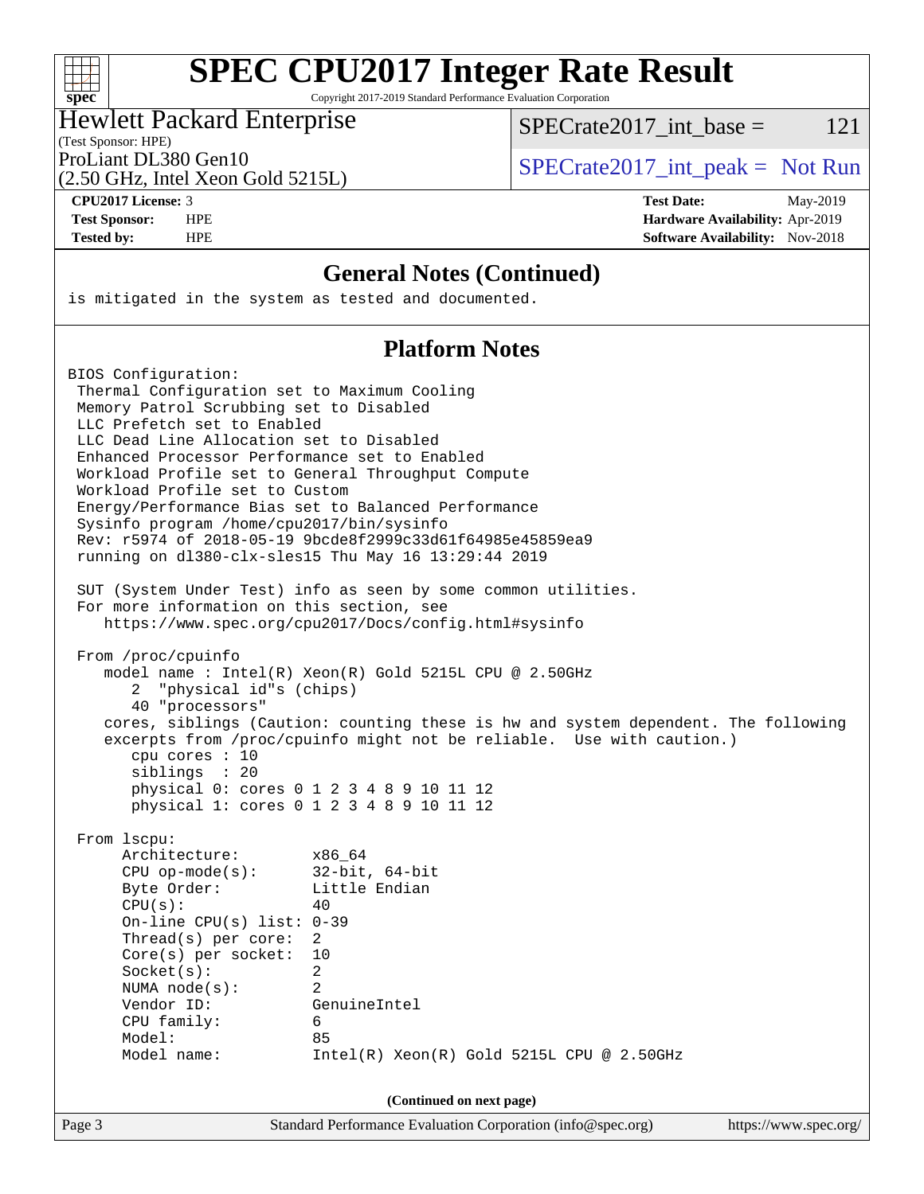# SPEC CPU2017 Integer Rate Result

Copyright 2017-2019 Standard Performance Evaluation Corporation

**Hewlett Packard Enterprise**
(Test Sponsor: HPE)
ProLiant DL380 Gen10
(2.50 GHz, Intel Xeon Gold 5215L)

SPECrate2017_int_base = 121

SPECrate2017_int_peak = Not Run

**CPU2017 License:** 3
**Test Sponsor:** HPE
**Tested by:** HPE

**Test Date:** May-2019
**Hardware Availability:** Apr-2019
**Software Availability:** Nov-2018

## General Notes (Continued)

```
is mitigated in the system as tested and documented.
```

## Platform Notes

```
BIOS Configuration:
 Thermal Configuration set to Maximum Cooling
 Memory Patrol Scrubbing set to Disabled
 LLC Prefetch set to Enabled
 LLC Dead Line Allocation set to Disabled
 Enhanced Processor Performance set to Enabled
 Workload Profile set to General Throughput Compute
 Workload Profile set to Custom
 Energy/Performance Bias set to Balanced Performance
 Sysinfo program /home/cpu2017/bin/sysinfo
 Rev: r5974 of 2018-05-19 9bcde8f2999c33d61f64985e45859ea9
 running on dl380-clx-sles15 Thu May 16 13:29:44 2019

 SUT (System Under Test) info as seen by some common utilities.
 For more information on this section, see
    https://www.spec.org/cpu2017/Docs/config.html#sysinfo

 From /proc/cpuinfo
    model name : Intel(R) Xeon(R) Gold 5215L CPU @ 2.50GHz
       2  "physical id"s (chips)
       40 "processors"
    cores, siblings (Caution: counting these is hw and system dependent. The following
    excerpts from /proc/cpuinfo might not be reliable.  Use with caution.)
       cpu cores : 10
       siblings  : 20
       physical 0: cores 0 1 2 3 4 8 9 10 11 12
       physical 1: cores 0 1 2 3 4 8 9 10 11 12

 From lscpu:
      Architecture:        x86_64
      CPU op-mode(s):      32-bit, 64-bit
      Byte Order:          Little Endian
      CPU(s):              40
      On-line CPU(s) list: 0-39
      Thread(s) per core:  2
      Core(s) per socket:  10
      Socket(s):           2
      NUMA node(s):        2
      Vendor ID:           GenuineIntel
      CPU family:          6
      Model:               85
      Model name:          Intel(R) Xeon(R) Gold 5215L CPU @ 2.50GHz
```

(Continued on next page)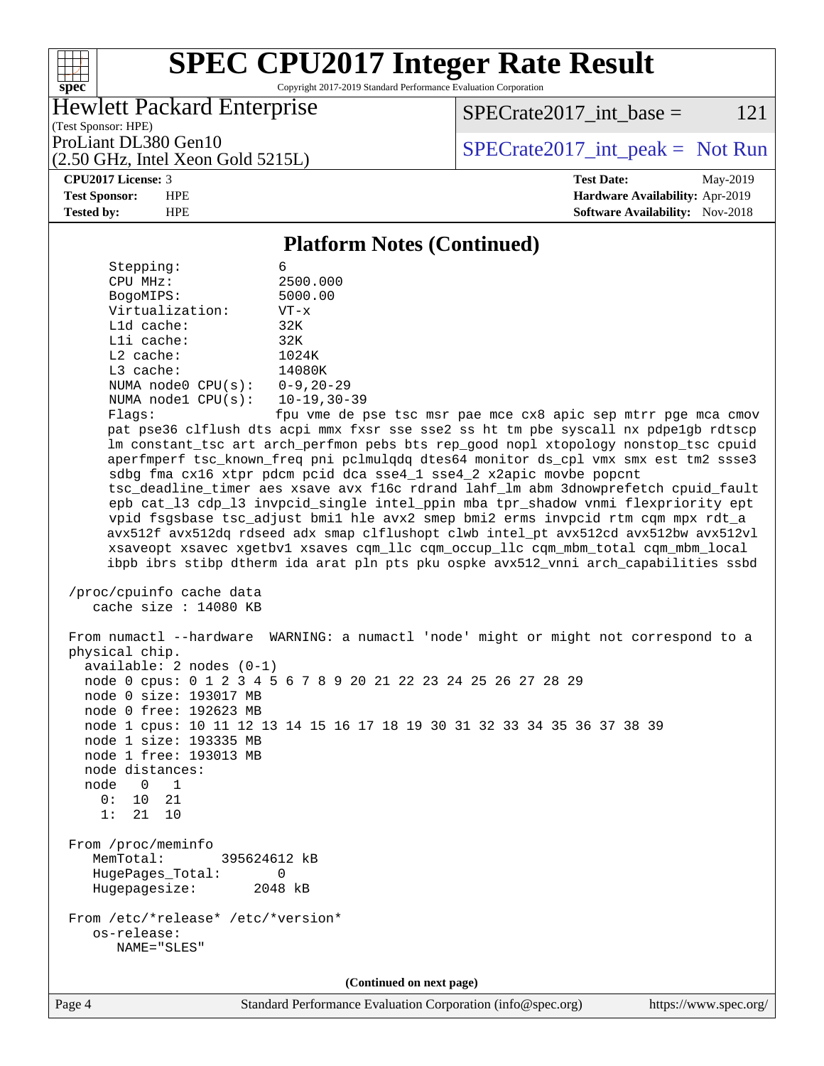# SPEC CPU2017 Integer Rate Result

Copyright 2017-2019 Standard Performance Evaluation Corporation

Hewlett Packard Enterprise
(Test Sponsor: HPE)
ProLiant DL380 Gen10
(2.50 GHz, Intel Xeon Gold 5215L)

SPECrate2017_int_base = 121

SPECrate2017_int_peak = Not Run

**CPU2017 License:** 3
**Test Sponsor:** HPE
**Tested by:** HPE

**Test Date:** May-2019
**Hardware Availability:** Apr-2019
**Software Availability:** Nov-2018

## Platform Notes (Continued)

```
      Stepping:              6
      CPU MHz:               2500.000
      BogoMIPS:              5000.00
      Virtualization:        VT-x
      L1d cache:             32K
      L1i cache:             32K
      L2 cache:              1024K
      L3 cache:              14080K
      NUMA node0 CPU(s):     0-9,20-29
      NUMA node1 CPU(s):     10-19,30-39
      Flags:                 fpu vme de pse tsc msr pae mce cx8 apic sep mtrr pge mca cmov
      pat pse36 clflush dts acpi mmx fxsr sse sse2 ss ht tm pbe syscall nx pdpe1gb rdtscp
      lm constant_tsc art arch_perfmon pebs bts rep_good nopl xtopology nonstop_tsc cpuid
      aperfmperf tsc_known_freq pni pclmulqdq dtes64 monitor ds_cpl vmx smx est tm2 ssse3
      sdbg fma cx16 xtpr pdcm pcid dca sse4_1 sse4_2 x2apic movbe popcnt
      tsc_deadline_timer aes xsave avx f16c rdrand lahf_lm abm 3dnowprefetch cpuid_fault
      epb cat_l3 cdp_l3 invpcid_single intel_ppin mba tpr_shadow vnmi flexpriority ept
      vpid fsgsbase tsc_adjust bmi1 hle avx2 smep bmi2 erms invpcid rtm cqm mpx rdt_a
      avx512f avx512dq rdseed adx smap clflushopt clwb intel_pt avx512cd avx512bw avx512vl
      xsaveopt xsavec xgetbv1 xsaves cqm_llc cqm_occup_llc cqm_mbm_total cqm_mbm_local
      ibpb ibrs stibp dtherm ida arat pln pts pku ospke avx512_vnni arch_capabilities ssbd

 /proc/cpuinfo cache data
    cache size : 14080 KB

 From numactl --hardware  WARNING: a numactl 'node' might or might not correspond to a
 physical chip.
   available: 2 nodes (0-1)
   node 0 cpus: 0 1 2 3 4 5 6 7 8 9 20 21 22 23 24 25 26 27 28 29
   node 0 size: 193017 MB
   node 0 free: 192623 MB
   node 1 cpus: 10 11 12 13 14 15 16 17 18 19 30 31 32 33 34 35 36 37 38 39
   node 1 size: 193335 MB
   node 1 free: 193013 MB
   node distances:
   node   0   1
     0:  10  21
     1:  21  10

 From /proc/meminfo
    MemTotal:       395624612 kB
    HugePages_Total:       0
    Hugepagesize:       2048 kB

 From /etc/*release* /etc/*version*
    os-release:
       NAME="SLES"
```

(Continued on next page)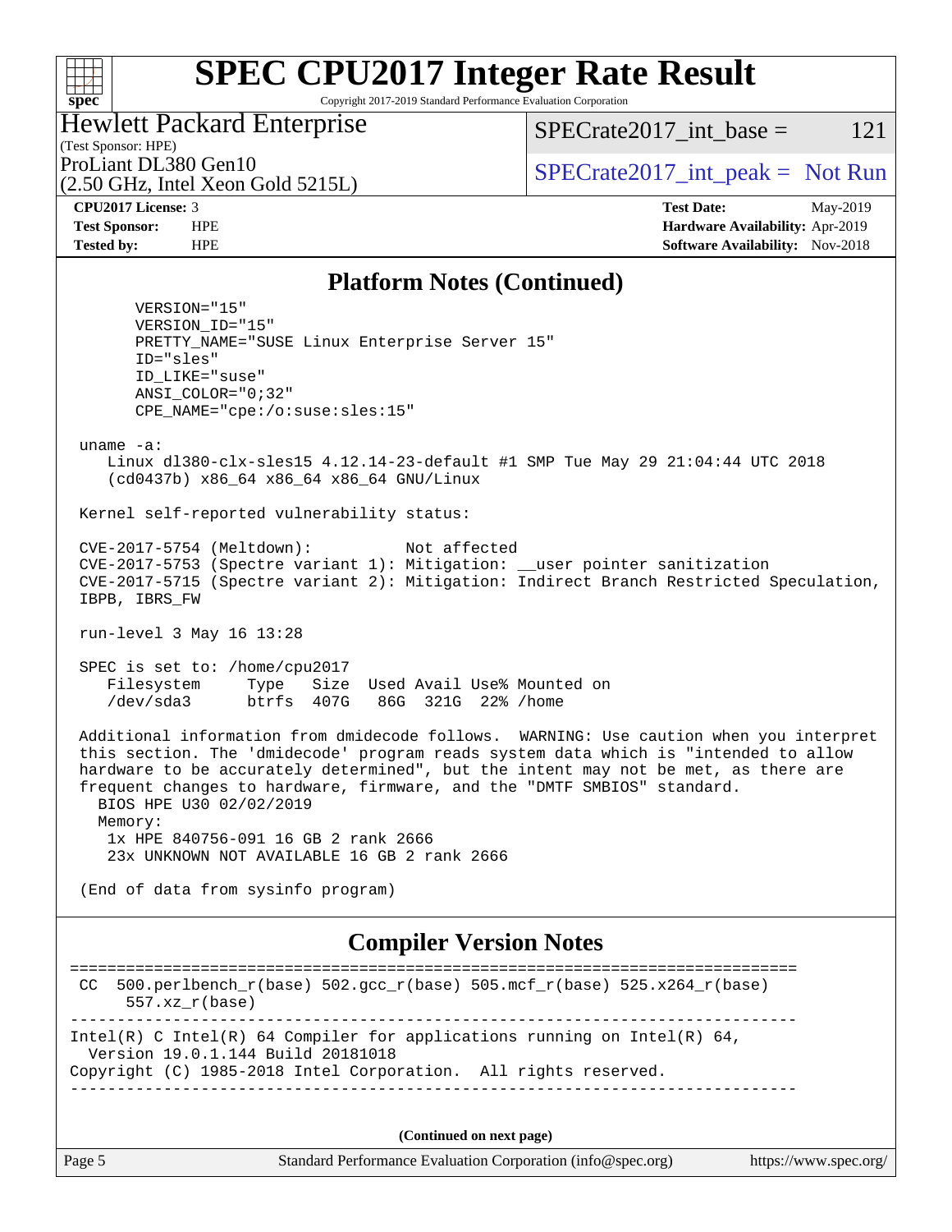# SPEC CPU2017 Integer Rate Result

Copyright 2017-2019 Standard Performance Evaluation Corporation

**Hewlett Packard Enterprise**
(Test Sponsor: HPE)
ProLiant DL380 Gen10
(2.50 GHz, Intel Xeon Gold 5215L)

SPECrate2017_int_base = 121

SPECrate2017_int_peak = Not Run

| | | | |
|---|---|---|---|
| **CPU2017 License:** | 3 | **Test Date:** | May-2019 |
| **Test Sponsor:** | HPE | **Hardware Availability:** | Apr-2019 |
| **Tested by:** | HPE | **Software Availability:** | Nov-2018 |

## Platform Notes (Continued)

```
      VERSION="15"
      VERSION_ID="15"
      PRETTY_NAME="SUSE Linux Enterprise Server 15"
      ID="sles"
      ID_LIKE="suse"
      ANSI_COLOR="0;32"
      CPE_NAME="cpe:/o:suse:sles:15"

 uname -a:
    Linux dl380-clx-sles15 4.12.14-23-default #1 SMP Tue May 29 21:04:44 UTC 2018
    (cd0437b) x86_64 x86_64 x86_64 GNU/Linux

 Kernel self-reported vulnerability status:

 CVE-2017-5754 (Meltdown):          Not affected
 CVE-2017-5753 (Spectre variant 1): Mitigation: __user pointer sanitization
 CVE-2017-5715 (Spectre variant 2): Mitigation: Indirect Branch Restricted Speculation,
 IBPB, IBRS_FW

 run-level 3 May 16 13:28

 SPEC is set to: /home/cpu2017
    Filesystem     Type   Size  Used Avail Use% Mounted on
    /dev/sda3      btrfs  407G   86G  321G  22% /home

 Additional information from dmidecode follows.  WARNING: Use caution when you interpret
 this section. The 'dmidecode' program reads system data which is "intended to allow
 hardware to be accurately determined", but the intent may not be met, as there are
 frequent changes to hardware, firmware, and the "DMTF SMBIOS" standard.
   BIOS HPE U30 02/02/2019
   Memory:
    1x HPE 840756-091 16 GB 2 rank 2666
    23x UNKNOWN NOT AVAILABLE 16 GB 2 rank 2666

 (End of data from sysinfo program)
```

## Compiler Version Notes

```
==============================================================================
 CC  500.perlbench_r(base) 502.gcc_r(base) 505.mcf_r(base) 525.x264_r(base)
      557.xz_r(base)
------------------------------------------------------------------------------
Intel(R) C Intel(R) 64 Compiler for applications running on Intel(R) 64,
  Version 19.0.1.144 Build 20181018
Copyright (C) 1985-2018 Intel Corporation.  All rights reserved.
------------------------------------------------------------------------------
```

(Continued on next page)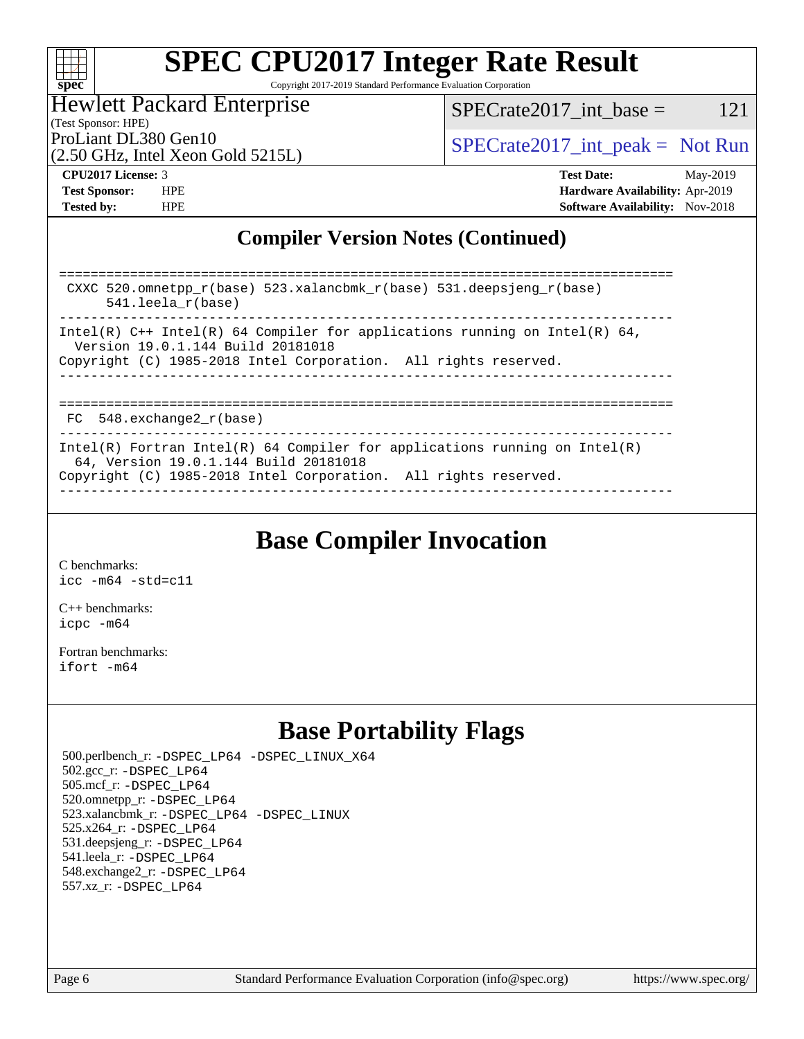# SPEC CPU2017 Integer Rate Result

Copyright 2017-2019 Standard Performance Evaluation Corporation

**Hewlett Packard Enterprise**
(Test Sponsor: HPE)
ProLiant DL380 Gen10
(2.50 GHz, Intel Xeon Gold 5215L)

SPECrate2017_int_base = 121

SPECrate2017_int_peak = Not Run

| | | | |
|---|---|---|---|
| **CPU2017 License:** | 3 | **Test Date:** | May-2019 |
| **Test Sponsor:** | HPE | **Hardware Availability:** | Apr-2019 |
| **Tested by:** | HPE | **Software Availability:** | Nov-2018 |

## Compiler Version Notes (Continued)

```
==============================================================================
 CXXC 520.omnetpp_r(base) 523.xalancbmk_r(base) 531.deepsjeng_r(base)
      541.leela_r(base)
------------------------------------------------------------------------------
Intel(R) C++ Intel(R) 64 Compiler for applications running on Intel(R) 64,
  Version 19.0.1.144 Build 20181018
Copyright (C) 1985-2018 Intel Corporation.  All rights reserved.
------------------------------------------------------------------------------

==============================================================================
 FC  548.exchange2_r(base)
------------------------------------------------------------------------------
Intel(R) Fortran Intel(R) 64 Compiler for applications running on Intel(R)
  64, Version 19.0.1.144 Build 20181018
Copyright (C) 1985-2018 Intel Corporation.  All rights reserved.
------------------------------------------------------------------------------
```

## Base Compiler Invocation

C benchmarks:
`icc -m64 -std=c11`

C++ benchmarks:
`icpc -m64`

Fortran benchmarks:
`ifort -m64`

## Base Portability Flags

500.perlbench_r: -DSPEC_LP64 -DSPEC_LINUX_X64
502.gcc_r: -DSPEC_LP64
505.mcf_r: -DSPEC_LP64
520.omnetpp_r: -DSPEC_LP64
523.xalancbmk_r: -DSPEC_LP64 -DSPEC_LINUX
525.x264_r: -DSPEC_LP64
531.deepsjeng_r: -DSPEC_LP64
541.leela_r: -DSPEC_LP64
548.exchange2_r: -DSPEC_LP64
557.xz_r: -DSPEC_LP64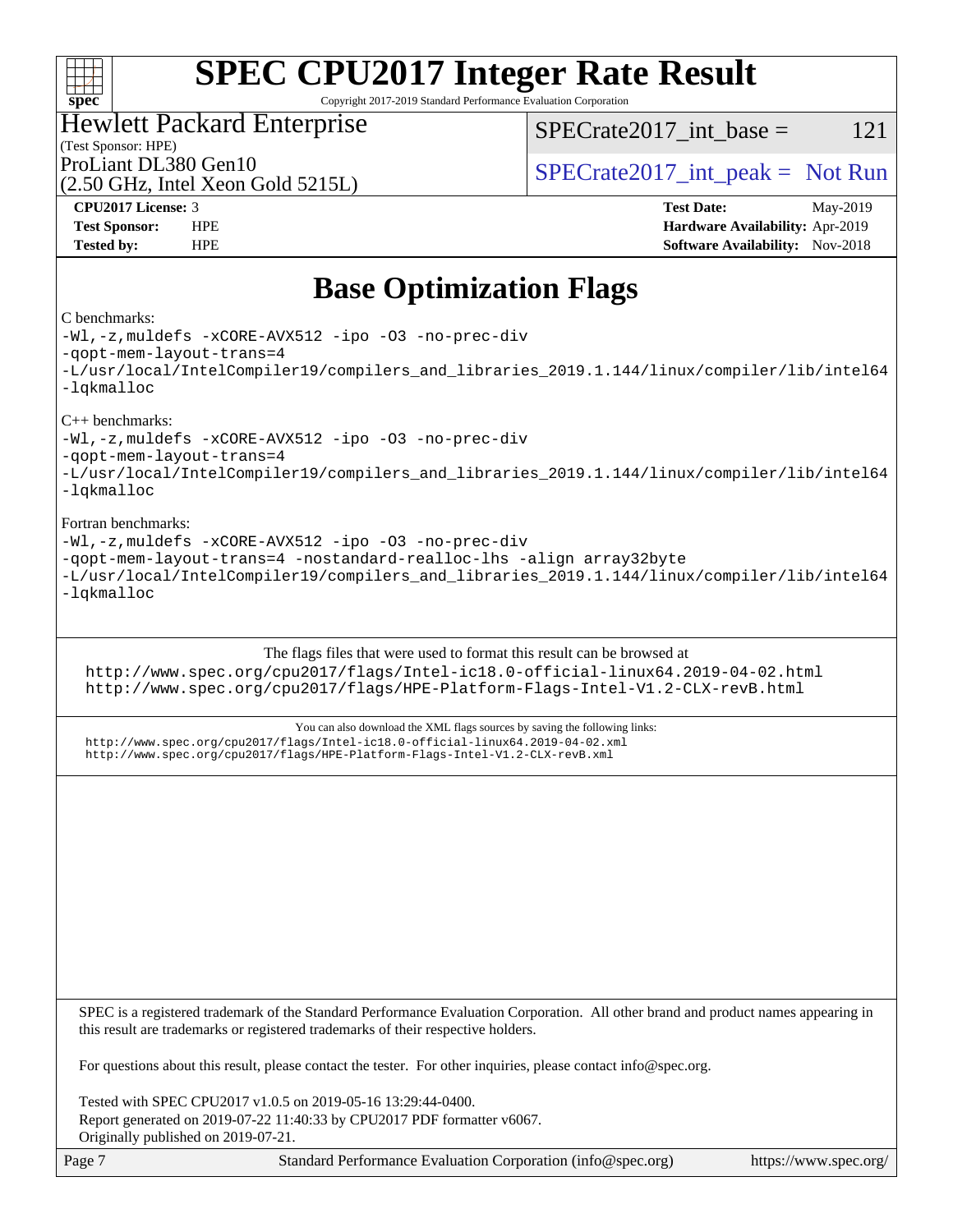# SPEC CPU2017 Integer Rate Result

Copyright 2017-2019 Standard Performance Evaluation Corporation

Hewlett Packard Enterprise
(Test Sponsor: HPE)
ProLiant DL380 Gen10
(2.50 GHz, Intel Xeon Gold 5215L)

SPECrate2017_int_base = 121

SPECrate2017_int_peak = Not Run

**CPU2017 License:** 3
**Test Sponsor:** HPE
**Tested by:** HPE

**Test Date:** May-2019
**Hardware Availability:** Apr-2019
**Software Availability:** Nov-2018

## Base Optimization Flags

C benchmarks:

```
-Wl,-z,muldefs -xCORE-AVX512 -ipo -O3 -no-prec-div
-qopt-mem-layout-trans=4
-L/usr/local/IntelCompiler19/compilers_and_libraries_2019.1.144/linux/compiler/lib/intel64
-lqkmalloc
```

C++ benchmarks:

```
-Wl,-z,muldefs -xCORE-AVX512 -ipo -O3 -no-prec-div
-qopt-mem-layout-trans=4
-L/usr/local/IntelCompiler19/compilers_and_libraries_2019.1.144/linux/compiler/lib/intel64
-lqkmalloc
```

Fortran benchmarks:

```
-Wl,-z,muldefs -xCORE-AVX512 -ipo -O3 -no-prec-div
-qopt-mem-layout-trans=4 -nostandard-realloc-lhs -align array32byte
-L/usr/local/IntelCompiler19/compilers_and_libraries_2019.1.144/linux/compiler/lib/intel64
-lqkmalloc
```

The flags files that were used to format this result can be browsed at
http://www.spec.org/cpu2017/flags/Intel-ic18.0-official-linux64.2019-04-02.html
http://www.spec.org/cpu2017/flags/HPE-Platform-Flags-Intel-V1.2-CLX-revB.html

You can also download the XML flags sources by saving the following links:
http://www.spec.org/cpu2017/flags/Intel-ic18.0-official-linux64.2019-04-02.xml
http://www.spec.org/cpu2017/flags/HPE-Platform-Flags-Intel-V1.2-CLX-revB.xml

SPEC is a registered trademark of the Standard Performance Evaluation Corporation. All other brand and product names appearing in this result are trademarks or registered trademarks of their respective holders.

For questions about this result, please contact the tester. For other inquiries, please contact info@spec.org.

Tested with SPEC CPU2017 v1.0.5 on 2019-05-16 13:29:44-0400.
Report generated on 2019-07-22 11:40:33 by CPU2017 PDF formatter v6067.
Originally published on 2019-07-21.